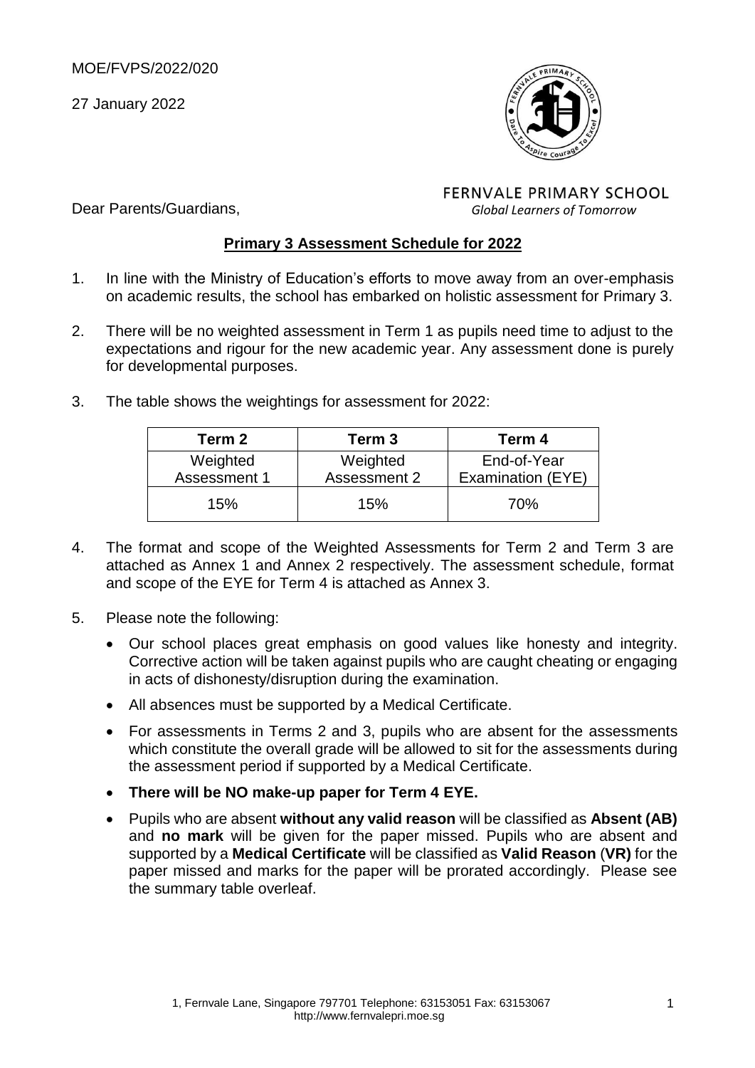MOE/FVPS/2022/020

27 January 2022

FERNVALE PRIMARY SCHOOL
*Global Learners of Tomorrow*

Dear Parents/Guardians,

## **Primary 3 Assessment Schedule for 2022**

1. In line with the Ministry of Education's efforts to move away from an over-emphasis on academic results, the school has embarked on holistic assessment for Primary 3.

2. There will be no weighted assessment in Term 1 as pupils need time to adjust to the expectations and rigour for the new academic year. Any assessment done is purely for developmental purposes.

3. The table shows the weightings for assessment for 2022:

| Term 2 | Term 3 | Term 4 |
|---|---|---|
| Weighted Assessment 1 | Weighted Assessment 2 | End-of-Year Examination (EYE) |
| 15% | 15% | 70% |

4. The format and scope of the Weighted Assessments for Term 2 and Term 3 are attached as Annex 1 and Annex 2 respectively. The assessment schedule, format and scope of the EYE for Term 4 is attached as Annex 3.

5. Please note the following:
   - Our school places great emphasis on good values like honesty and integrity. Corrective action will be taken against pupils who are caught cheating or engaging in acts of dishonesty/disruption during the examination.
   - All absences must be supported by a Medical Certificate.
   - For assessments in Terms 2 and 3, pupils who are absent for the assessments which constitute the overall grade will be allowed to sit for the assessments during the assessment period if supported by a Medical Certificate.
   - **There will be NO make-up paper for Term 4 EYE.**
   - Pupils who are absent **without any valid reason** will be classified as **Absent (AB)** and **no mark** will be given for the paper missed. Pupils who are absent and supported by a **Medical Certificate** will be classified as **Valid Reason** (**VR)** for the paper missed and marks for the paper will be prorated accordingly. Please see the summary table overleaf.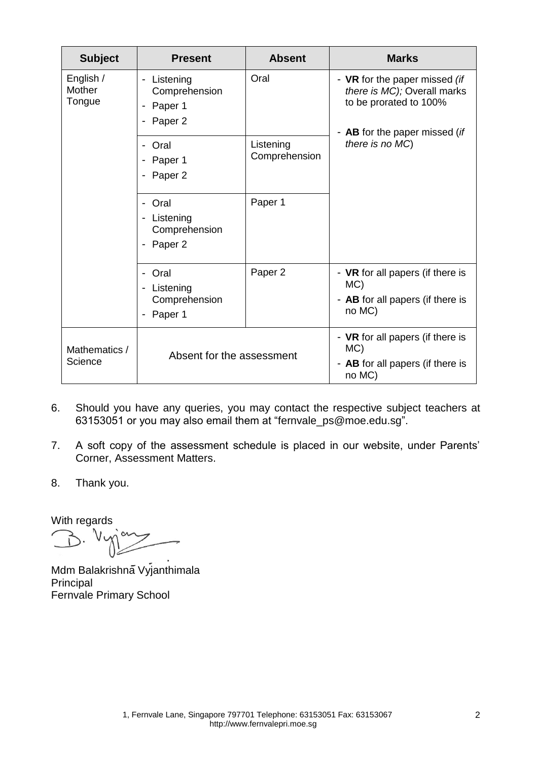| Subject | Present | Absent | Marks |
|---|---|---|---|
| English / Mother Tongue | - Listening Comprehension<br>- Paper 1<br>- Paper 2 | Oral | - **VR** for the paper missed *(if there is MC);* Overall marks to be prorated to 100%<br><br>- **AB** for the paper missed (*if there is no MC*) |
| | - Oral<br>- Paper 1<br>- Paper 2 | Listening Comprehension | |
| | - Oral<br>- Listening Comprehension<br>- Paper 2 | Paper 1 | |
| | - Oral<br>- Listening Comprehension<br>- Paper 1 | Paper 2 | - **VR** for all papers (if there is MC)<br>- **AB** for all papers (if there is no MC) |
| Mathematics / Science | Absent for the assessment | | - **VR** for all papers (if there is MC)<br>- **AB** for all papers (if there is no MC) |

6. Should you have any queries, you may contact the respective subject teachers at 63153051 or you may also email them at "fernvale_ps@moe.edu.sg".

7. A soft copy of the assessment schedule is placed in our website, under Parents' Corner, Assessment Matters.

8. Thank you.

With regards

Mdm Balakrishnā Vyjanthimala
Principal
Fernvale Primary School

1, Fernvale Lane, Singapore 797701 Telephone: 63153051 Fax: 63153067
http://www.fernvalepri.moe.sg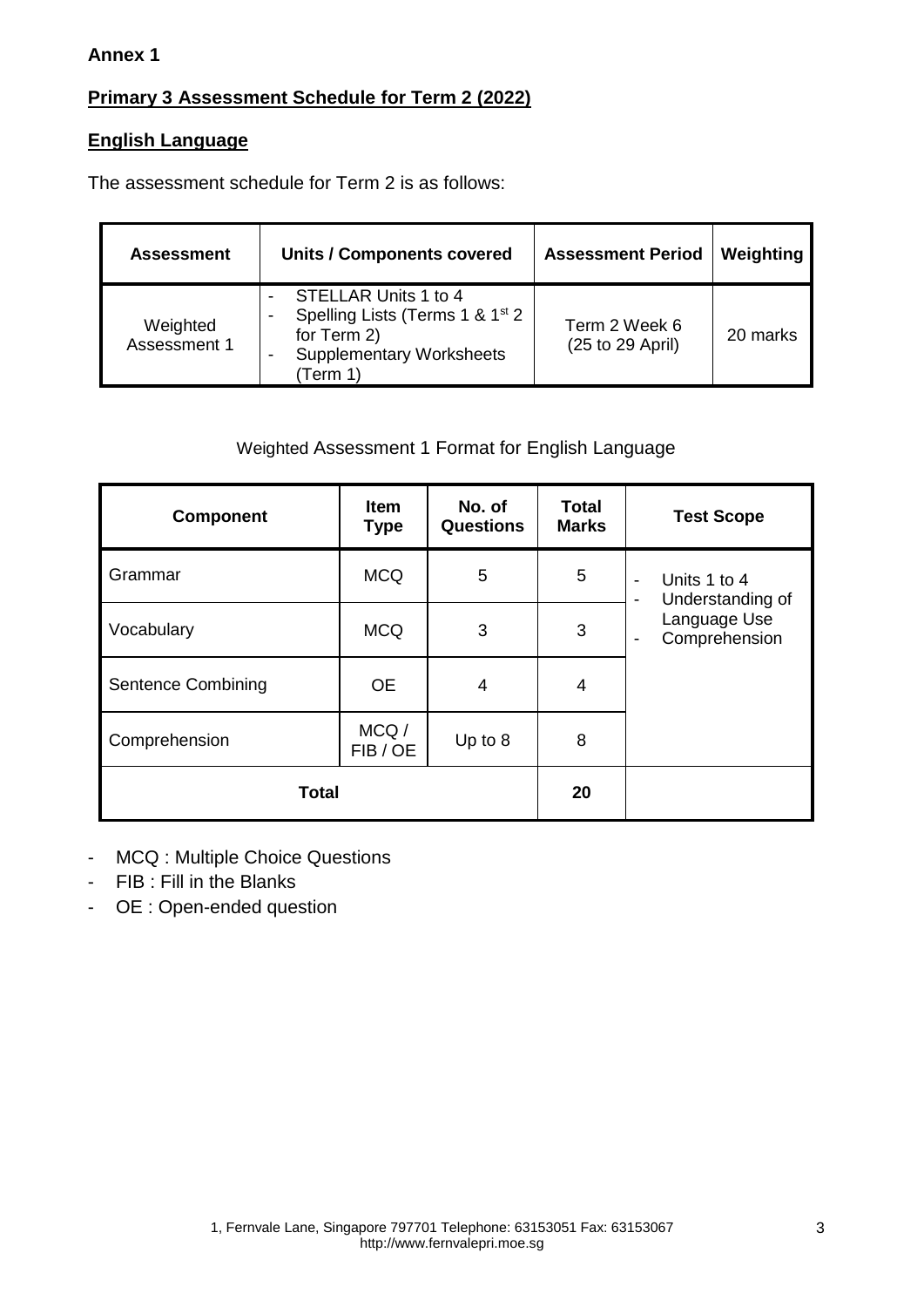**Annex 1**

**Primary 3 Assessment Schedule for Term 2 (2022)**

**English Language**

The assessment schedule for Term 2 is as follows:

| Assessment | Units / Components covered | Assessment Period | Weighting |
|---|---|---|---|
| Weighted Assessment 1 | - STELLAR Units 1 to 4<br>- Spelling Lists (Terms 1 & 1st 2 for Term 2)<br>- Supplementary Worksheets (Term 1) | Term 2 Week 6 (25 to 29 April) | 20 marks |

Weighted Assessment 1 Format for English Language

| Component | Item Type | No. of Questions | Total Marks | Test Scope |
|---|---|---|---|---|
| Grammar | MCQ | 5 | 5 | - Units 1 to 4<br>- Understanding of Language Use<br>- Comprehension |
| Vocabulary | MCQ | 3 | 3 | |
| Sentence Combining | OE | 4 | 4 | |
| Comprehension | MCQ / FIB / OE | Up to 8 | 8 | |
| **Total** | | | **20** | |

- MCQ : Multiple Choice Questions
- FIB : Fill in the Blanks
- OE : Open-ended question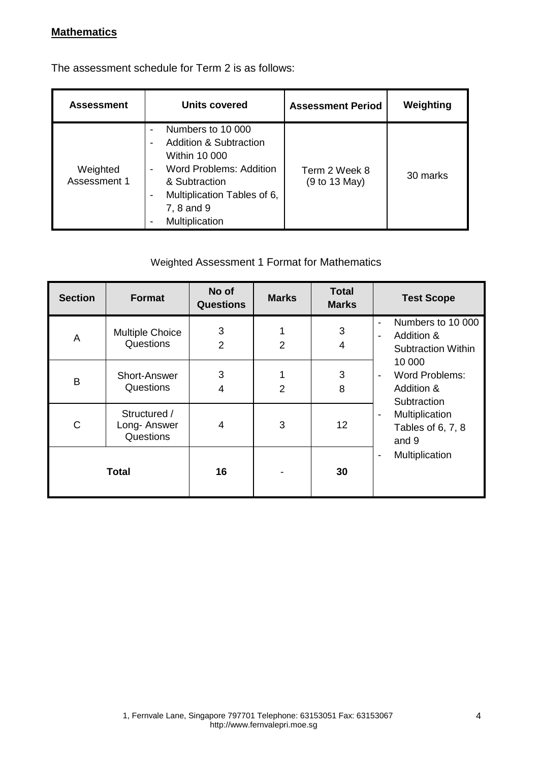**Mathematics**

The assessment schedule for Term 2 is as follows:

| Assessment | Units covered | Assessment Period | Weighting |
|---|---|---|---|
| Weighted Assessment 1 | - Numbers to 10 000<br>- Addition & Subtraction Within 10 000<br>- Word Problems: Addition & Subtraction<br>- Multiplication Tables of 6, 7, 8 and 9<br>- Multiplication | Term 2 Week 8 (9 to 13 May) | 30 marks |

Weighted Assessment 1 Format for Mathematics

| Section | Format | No of Questions | Marks | Total Marks | Test Scope |
|---|---|---|---|---|---|
| A | Multiple Choice Questions | 3<br>2 | 1<br>2 | 3<br>4 | - Numbers to 10 000<br>- Addition & Subtraction Within 10 000<br>- Word Problems: Addition & Subtraction<br>- Multiplication Tables of 6, 7, 8 and 9<br>- Multiplication |
| B | Short-Answer Questions | 3<br>4 | 1<br>2 | 3<br>8 | |
| C | Structured / Long- Answer Questions | 4 | 3 | 12 | |
| Total | | 16 | - | 30 | |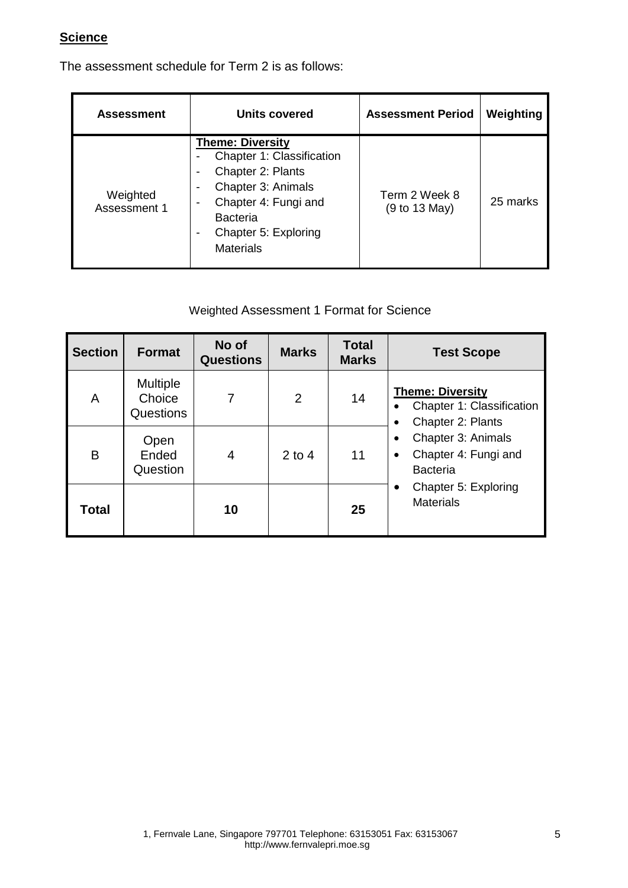**Science**

The assessment schedule for Term 2 is as follows:

| Assessment | Units covered | Assessment Period | Weighting |
|---|---|---|---|
| Weighted Assessment 1 | **Theme: Diversity**<br>- Chapter 1: Classification<br>- Chapter 2: Plants<br>- Chapter 3: Animals<br>- Chapter 4: Fungi and Bacteria<br>- Chapter 5: Exploring Materials | Term 2 Week 8 (9 to 13 May) | 25 marks |

Weighted Assessment 1 Format for Science

| Section | Format | No of Questions | Marks | Total Marks | Test Scope |
|---|---|---|---|---|---|
| A | Multiple Choice Questions | 7 | 2 | 14 | **Theme: Diversity**<br>• Chapter 1: Classification<br>• Chapter 2: Plants<br>• Chapter 3: Animals<br>• Chapter 4: Fungi and Bacteria<br>• Chapter 5: Exploring Materials |
| B | Open Ended Question | 4 | 2 to 4 | 11 | |
| **Total** | | **10** | | **25** | |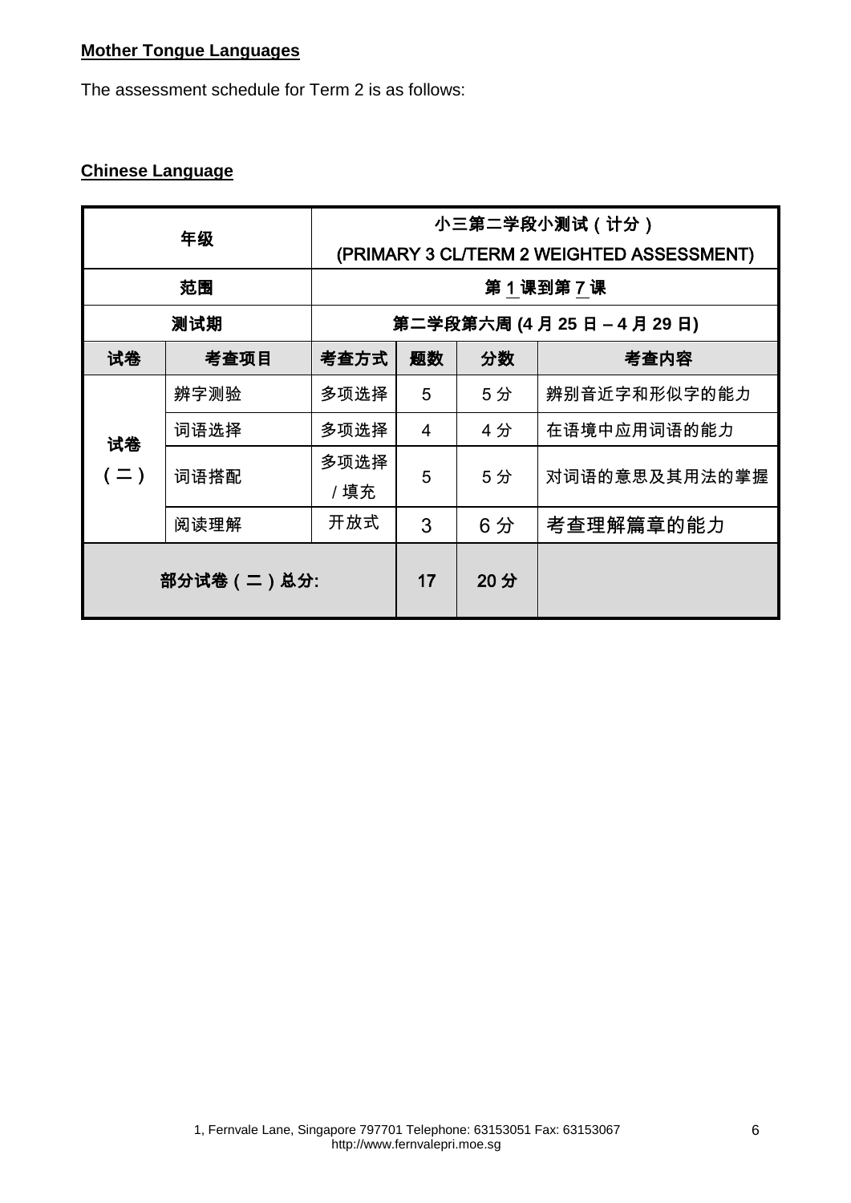**Mother Tongue Languages**

The assessment schedule for Term 2 is as follows:

**Chinese Language**

| 年级 | | 小三第二学段小测试（计分）<br>(PRIMARY 3 CL/TERM 2 WEIGHTED ASSESSMENT) | | | |
|---|---|---|---|---|---|
| 范围 | | 第 1 课到第 7 课 | | | |
| 测试期 | | 第二学段第六周 (4 月 25 日 – 4 月 29 日) | | | |
| 试卷 | 考查项目 | 考查方式 | 题数 | 分数 | 考查内容 |
| 试卷（二） | 辨字测验 | 多项选择 | 5 | 5 分 | 辨别音近字和形似字的能力 |
| | 词语选择 | 多项选择 | 4 | 4 分 | 在语境中应用词语的能力 |
| | 词语搭配 | 多项选择 / 填充 | 5 | 5 分 | 对词语的意思及其用法的掌握 |
| | 阅读理解 | 开放式 | 3 | 6 分 | 考查理解篇章的能力 |
| 部分试卷（二）总分: | | | 17 | 20 分 | |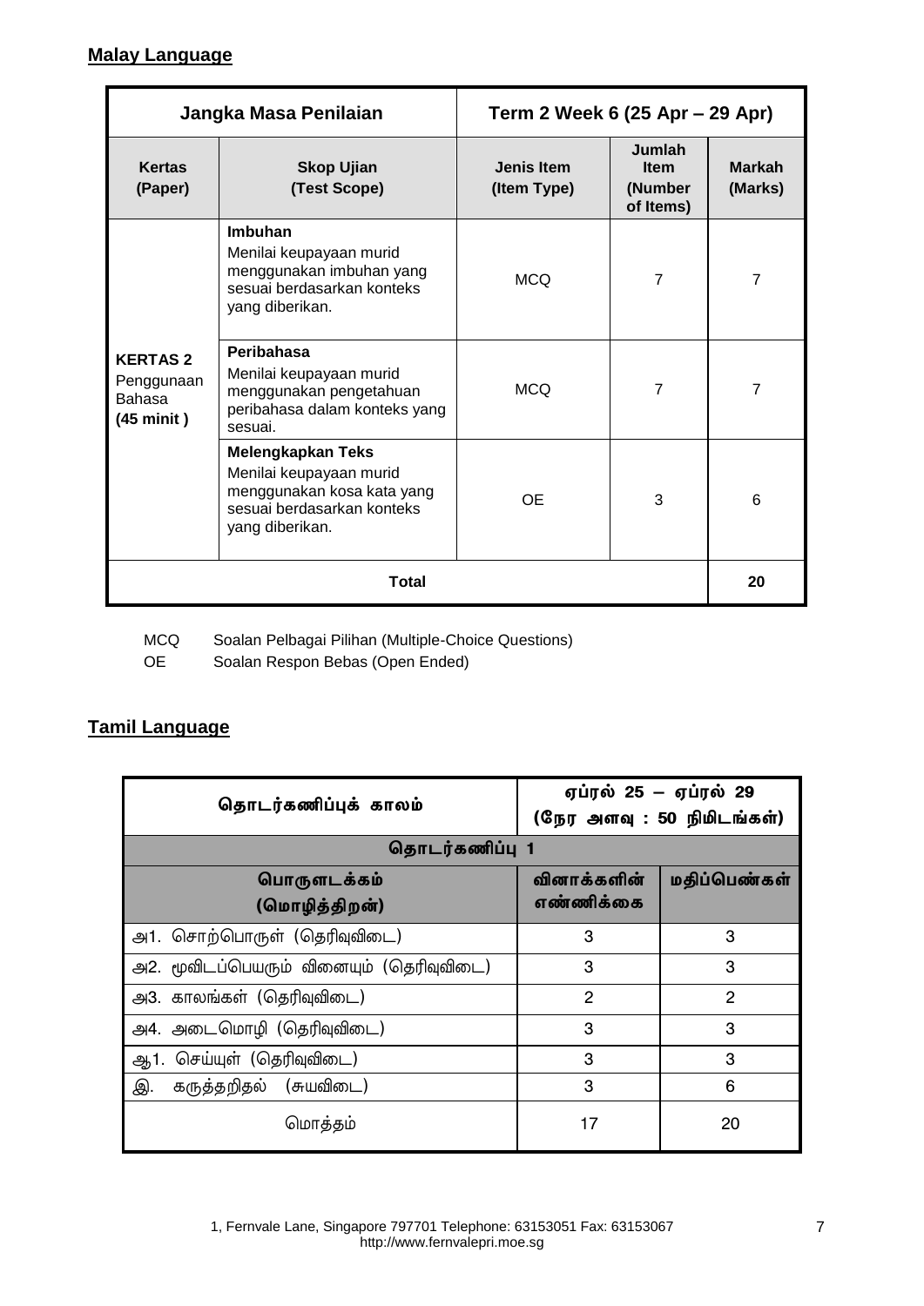## Malay Language

| Jangka Masa Penilaian | | Term 2 Week 6 (25 Apr – 29 Apr) | | |
|---|---|---|---|---|
| **Kertas (Paper)** | **Skop Ujian (Test Scope)** | **Jenis Item (Item Type)** | **Jumlah Item (Number of Items)** | **Markah (Marks)** |
| **KERTAS 2** Penggunaan Bahasa **(45 minit )** | **Imbuhan** Menilai keupayaan murid menggunakan imbuhan yang sesuai berdasarkan konteks yang diberikan. | MCQ | 7 | 7 |
| | **Peribahasa** Menilai keupayaan murid menggunakan pengetahuan peribahasa dalam konteks yang sesuai. | MCQ | 7 | 7 |
| | **Melengkapkan Teks** Menilai keupayaan murid menggunakan kosa kata yang sesuai berdasarkan konteks yang diberikan. | OE | 3 | 6 |
| **Total** | | | | **20** |

MCQ Soalan Pelbagai Pilihan (Multiple-Choice Questions)

OE Soalan Respon Bebas (Open Ended)

## Tamil Language

| தொடர்கணிப்புக் காலம் | ஏப்ரல் 25 – ஏப்ரல் 29 (நேர அளவு : 50 நிமிடங்கள்) | |
|---|---|---|
| **தொடர்கணிப்பு 1** | | |
| **பொருளடக்கம் (மொழித்திறன்)** | **வினாக்களின் எண்ணிக்கை** | **மதிப்பெண்கள்** |
| அ1. சொற்பொருள் (தெரிவுவிடை) | 3 | 3 |
| அ2. மூவிடப்பெயரும் வினையும் (தெரிவுவிடை) | 3 | 3 |
| அ3. காலங்கள் (தெரிவுவிடை) | 2 | 2 |
| அ4. அடைமொழி (தெரிவுவிடை) | 3 | 3 |
| ஆ1. செய்யுள் (தெரிவுவிடை) | 3 | 3 |
| இ. கருத்தறிதல் (சுயவிடை) | 3 | 6 |
| மொத்தம் | 17 | 20 |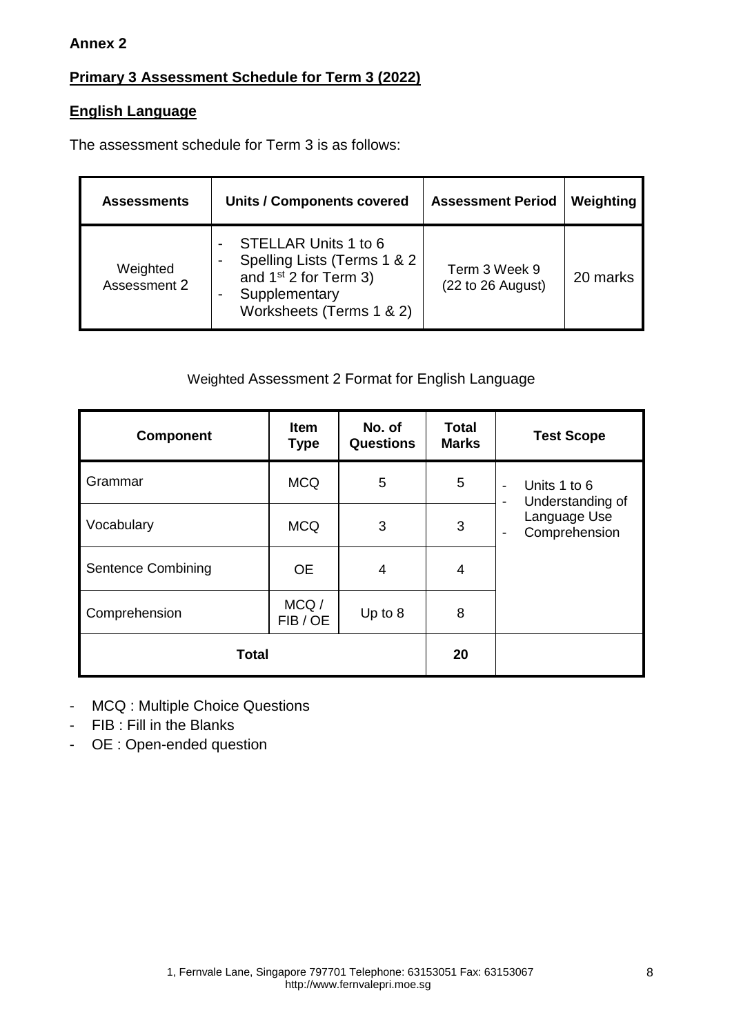**Annex 2**

## Primary 3 Assessment Schedule for Term 3 (2022)

### English Language

The assessment schedule for Term 3 is as follows:

| Assessments | Units / Components covered | Assessment Period | Weighting |
|---|---|---|---|
| Weighted Assessment 2 | - STELLAR Units 1 to 6<br>- Spelling Lists (Terms 1 & 2 and 1st 2 for Term 3)<br>- Supplementary Worksheets (Terms 1 & 2) | Term 3 Week 9 (22 to 26 August) | 20 marks |

Weighted Assessment 2 Format for English Language

| Component | Item Type | No. of Questions | Total Marks | Test Scope |
|---|---|---|---|---|
| Grammar | MCQ | 5 | 5 | - Units 1 to 6<br>- Understanding of Language Use<br>- Comprehension |
| Vocabulary | MCQ | 3 | 3 | |
| Sentence Combining | OE | 4 | 4 | |
| Comprehension | MCQ / FIB / OE | Up to 8 | 8 | |
| **Total** | | | **20** | |

- MCQ : Multiple Choice Questions
- FIB : Fill in the Blanks
- OE : Open-ended question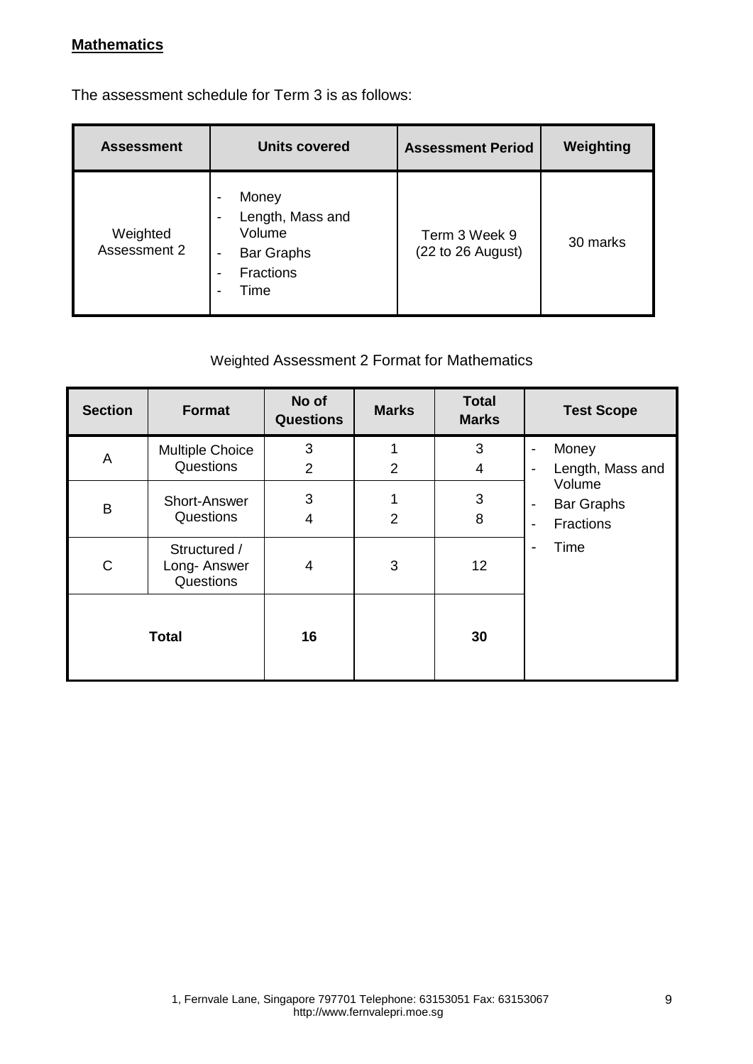**Mathematics**

The assessment schedule for Term 3 is as follows:

| Assessment | Units covered | Assessment Period | Weighting |
|---|---|---|---|
| Weighted Assessment 2 | - Money<br>- Length, Mass and Volume<br>- Bar Graphs<br>- Fractions<br>- Time | Term 3 Week 9 (22 to 26 August) | 30 marks |

Weighted Assessment 2 Format for Mathematics

| Section | Format | No of Questions | Marks | Total Marks | Test Scope |
|---|---|---|---|---|---|
| A | Multiple Choice Questions | 3<br>2 | 1<br>2 | 3<br>4 | - Money<br>- Length, Mass and Volume<br>- Bar Graphs<br>- Fractions<br>- Time |
| B | Short-Answer Questions | 3<br>4 | 1<br>2 | 3<br>8 | |
| C | Structured / Long- Answer Questions | 4 | 3 | 12 | |
| **Total** | | **16** | | **30** | |

1, Fernvale Lane, Singapore 797701 Telephone: 63153051 Fax: 63153067
http://www.fernvalepri.moe.sg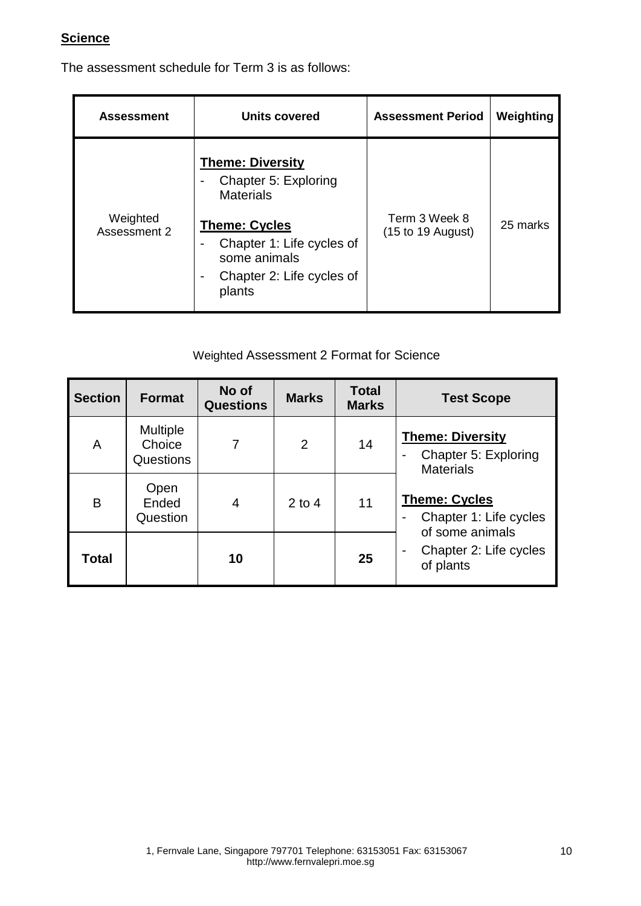**Science**

The assessment schedule for Term 3 is as follows:

| Assessment | Units covered | Assessment Period | Weighting |
|---|---|---|---|
| Weighted Assessment 2 | **Theme: Diversity**<br>- Chapter 5: Exploring Materials<br><br>**Theme: Cycles**<br>- Chapter 1: Life cycles of some animals<br>- Chapter 2: Life cycles of plants | Term 3 Week 8 (15 to 19 August) | 25 marks |

Weighted Assessment 2 Format for Science

| Section | Format | No of Questions | Marks | Total Marks | Test Scope |
|---|---|---|---|---|---|
| A | Multiple Choice Questions | 7 | 2 | 14 | **Theme: Diversity**<br>- Chapter 5: Exploring Materials<br><br>**Theme: Cycles**<br>- Chapter 1: Life cycles of some animals<br>- Chapter 2: Life cycles of plants |
| B | Open Ended Question | 4 | 2 to 4 | 11 | |
| **Total** | | **10** | | **25** | |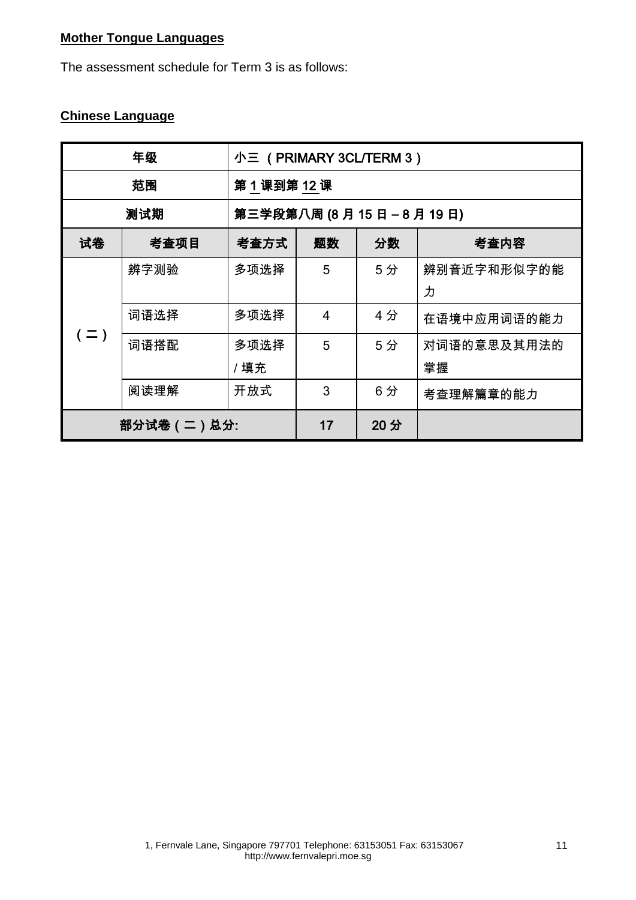**Mother Tongue Languages**

The assessment schedule for Term 3 is as follows:

**Chinese Language**

| 年级 | | 小三 （PRIMARY 3CL/TERM 3） | | | |
|---|---|---|---|---|---|
| 范围 | | 第 1 课到第 12 课 | | | |
| 测试期 | | 第三学段第八周 (8 月 15 日 – 8 月 19 日) | | | |
| 试卷 | 考查项目 | 考查方式 | 题数 | 分数 | 考查内容 |
| （二） | 辨字测验 | 多项选择 | 5 | 5 分 | 辨别音近字和形似字的能力 |
| | 词语选择 | 多项选择 | 4 | 4 分 | 在语境中应用词语的能力 |
| | 词语搭配 | 多项选择 / 填充 | 5 | 5 分 | 对词语的意思及其用法的掌握 |
| | 阅读理解 | 开放式 | 3 | 6 分 | 考查理解篇章的能力 |
| 部分试卷（二）总分: | | | 17 | 20 分 | |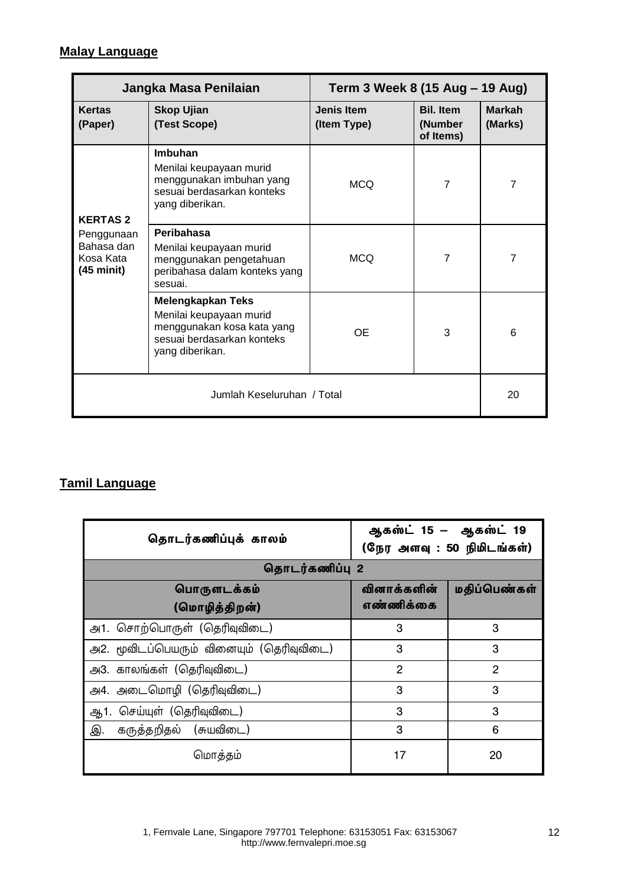**Malay Language**

| Jangka Masa Penilaian | | Term 3 Week 8 (15 Aug – 19 Aug) | | |
|---|---|---|---|---|
| **Kertas (Paper)** | **Skop Ujian (Test Scope)** | **Jenis Item (Item Type)** | **Bil. Item (Number of Items)** | **Markah (Marks)** |
| **KERTAS 2** Penggunaan Bahasa dan Kosa Kata **(45 minit)** | **Imbuhan** Menilai keupayaan murid menggunakan imbuhan yang sesuai berdasarkan konteks yang diberikan. | MCQ | 7 | 7 |
| | **Peribahasa** Menilai keupayaan murid menggunakan pengetahuan peribahasa dalam konteks yang sesuai. | MCQ | 7 | 7 |
| | **Melengkapkan Teks** Menilai keupayaan murid menggunakan kosa kata yang sesuai berdasarkan konteks yang diberikan. | OE | 3 | 6 |
| Jumlah Keseluruhan / Total | | | | 20 |

**Tamil Language**

| தொடர்கணிப்புக் காலம் | ஆகஸ்ட் 15 – ஆகஸ்ட் 19 (நேர அளவு : 50 நிமிடங்கள்) | |
|---|---|---|
| **தொடர்கணிப்பு 2** | | |
| **பொருளடக்கம் (மொழித்திறன்)** | **வினாக்களின் எண்ணிக்கை** | **மதிப்பெண்கள்** |
| அ1. சொற்பொருள் (தெரிவுவிடை) | 3 | 3 |
| அ2. மூவிடப்பெயரும் வினையும் (தெரிவுவிடை) | 3 | 3 |
| அ3. காலங்கள் (தெரிவுவிடை) | 2 | 2 |
| அ4. அடைமொழி (தெரிவுவிடை) | 3 | 3 |
| ஆ1. செய்யுள் (தெரிவுவிடை) | 3 | 3 |
| இ. கருத்தறிதல் (சுயவிடை) | 3 | 6 |
| மொத்தம் | 17 | 20 |

1, Fernvale Lane, Singapore 797701 Telephone: 63153051 Fax: 63153067
http://www.fernvalepri.moe.sg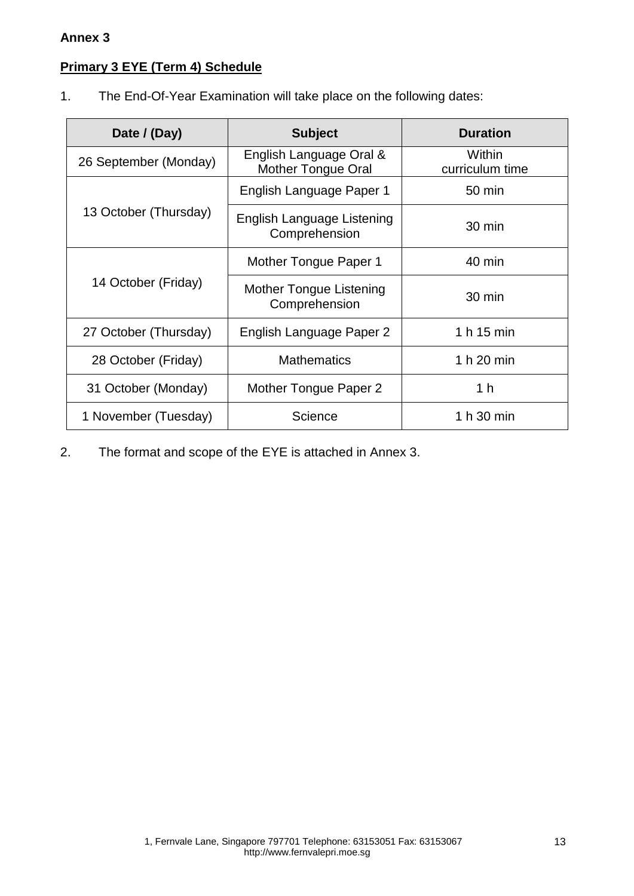**Annex 3**

**<u>Primary 3 EYE (Term 4) Schedule</u>**

1. The End-Of-Year Examination will take place on the following dates:

| Date / (Day) | Subject | Duration |
|---|---|---|
| 26 September (Monday) | English Language Oral & Mother Tongue Oral | Within curriculum time |
| 13 October (Thursday) | English Language Paper 1 | 50 min |
| | English Language Listening Comprehension | 30 min |
| 14 October (Friday) | Mother Tongue Paper 1 | 40 min |
| | Mother Tongue Listening Comprehension | 30 min |
| 27 October (Thursday) | English Language Paper 2 | 1 h 15 min |
| 28 October (Friday) | Mathematics | 1 h 20 min |
| 31 October (Monday) | Mother Tongue Paper 2 | 1 h |
| 1 November (Tuesday) | Science | 1 h 30 min |

2. The format and scope of the EYE is attached in Annex 3.

1, Fernvale Lane, Singapore 797701 Telephone: 63153051 Fax: 63153067
http://www.fernvalepri.moe.sg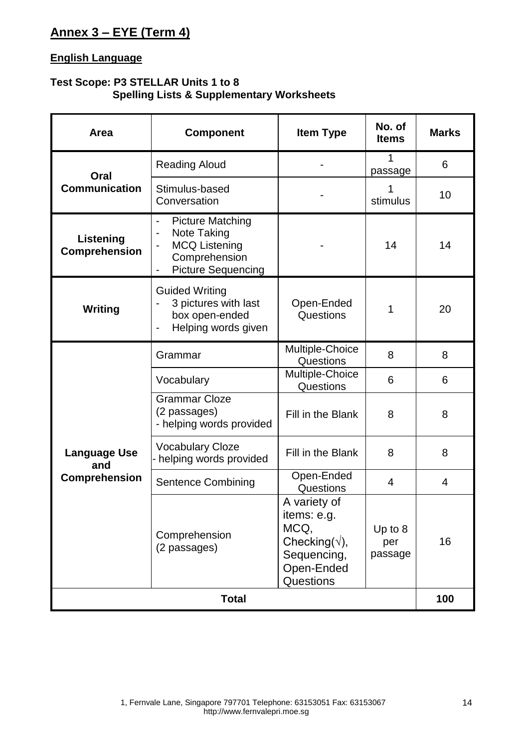## Annex 3 – EYE (Term 4)

### English Language

**Test Scope: P3 STELLAR Units 1 to 8**
**Spelling Lists & Supplementary Worksheets**

| Area | Component | Item Type | No. of Items | Marks |
|---|---|---|---|---|
| Oral Communication | Reading Aloud | - | 1 passage | 6 |
| | Stimulus-based Conversation | - | 1 stimulus | 10 |
| Listening Comprehension | - Picture Matching<br>- Note Taking<br>- MCQ Listening Comprehension<br>- Picture Sequencing | - | 14 | 14 |
| Writing | Guided Writing<br>- 3 pictures with last box open-ended<br>- Helping words given | Open-Ended Questions | 1 | 20 |
| Language Use and Comprehension | Grammar | Multiple-Choice Questions | 8 | 8 |
| | Vocabulary | Multiple-Choice Questions | 6 | 6 |
| | Grammar Cloze (2 passages)<br>- helping words provided | Fill in the Blank | 8 | 8 |
| | Vocabulary Cloze<br>- helping words provided | Fill in the Blank | 8 | 8 |
| | Sentence Combining | Open-Ended Questions | 4 | 4 |
| | Comprehension (2 passages) | A variety of items: e.g. MCQ, Checking(√), Sequencing, Open-Ended Questions | Up to 8 per passage | 16 |
| **Total** | | | | **100** |

1, Fernvale Lane, Singapore 797701 Telephone: 63153051 Fax: 63153067
http://www.fernvalepri.moe.sg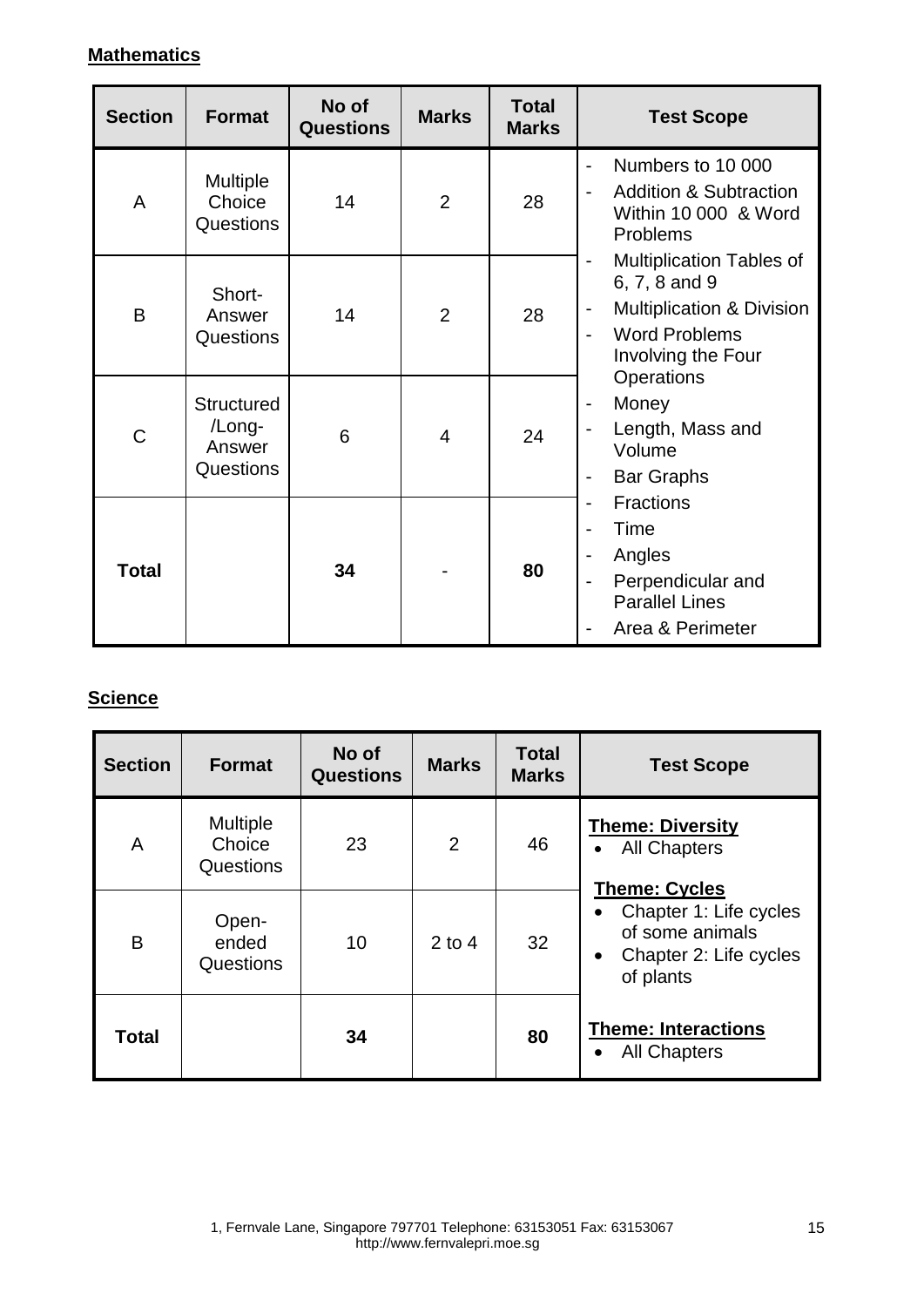**Mathematics**

| Section | Format | No of Questions | Marks | Total Marks | Test Scope |
|---|---|---|---|---|---|
| A | Multiple Choice Questions | 14 | 2 | 28 | - Numbers to 10 000<br>- Addition & Subtraction Within 10 000 & Word Problems<br>- Multiplication Tables of 6, 7, 8 and 9<br>- Multiplication & Division<br>- Word Problems Involving the Four Operations<br>- Money<br>- Length, Mass and Volume<br>- Bar Graphs<br>- Fractions<br>- Time<br>- Angles<br>- Perpendicular and Parallel Lines<br>- Area & Perimeter |
| B | Short-Answer Questions | 14 | 2 | 28 | |
| C | Structured /Long-Answer Questions | 6 | 4 | 24 | |
| **Total** | | **34** | - | **80** | |

**Science**

| Section | Format | No of Questions | Marks | Total Marks | Test Scope |
|---|---|---|---|---|---|
| A | Multiple Choice Questions | 23 | 2 | 46 | **Theme: Diversity**<br>• All Chapters<br>**Theme: Cycles**<br>• Chapter 1: Life cycles of some animals<br>• Chapter 2: Life cycles of plants<br>**Theme: Interactions**<br>• All Chapters |
| B | Open-ended Questions | 10 | 2 to 4 | 32 | |
| **Total** | | **34** | | **80** | |

1, Fernvale Lane, Singapore 797701 Telephone: 63153051 Fax: 63153067
http://www.fernvalepri.moe.sg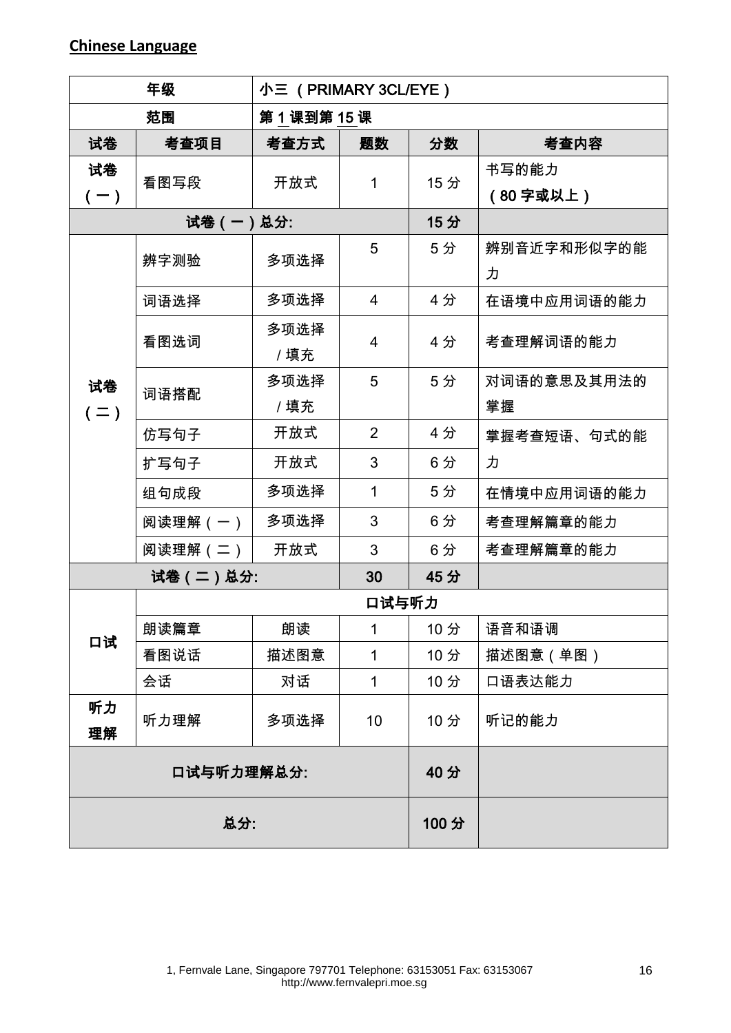## Chinese Language

| 年级 | 小三 （PRIMARY 3CL/EYE） | | | | |
|---|---|---|---|---|---|
| 范围 | 第 1 课到第 15 课 | | | | |
| 试卷 | 考查项目 | 考查方式 | 题数 | 分数 | 考查内容 |
| 试卷（一） | 看图写段 | 开放式 | 1 | 15 分 | 书写的能力（80 字或以上） |
| 试卷（一）总分: | | | | 15 分 | |
| 试卷（二） | 辨字测验 | 多项选择 | 5 | 5 分 | 辨别音近字和形似字的能力 |
| | 词语选择 | 多项选择 | 4 | 4 分 | 在语境中应用词语的能力 |
| | 看图选词 | 多项选择 / 填充 | 4 | 4 分 | 考查理解词语的能力 |
| | 词语搭配 | 多项选择 / 填充 | 5 | 5 分 | 对词语的意思及其用法的掌握 |
| | 仿写句子 | 开放式 | 2 | 4 分 | 掌握考查短语、句式的能力 |
| | 扩写句子 | 开放式 | 3 | 6 分 | |
| | 组句成段 | 多项选择 | 1 | 5 分 | 在情境中应用词语的能力 |
| | 阅读理解（一） | 多项选择 | 3 | 6 分 | 考查理解篇章的能力 |
| | 阅读理解（二） | 开放式 | 3 | 6 分 | 考查理解篇章的能力 |
| 试卷（二）总分: | | | 30 | 45 分 | |
| 口试 | 口试与听力 | | | | |
| | 朗读篇章 | 朗读 | 1 | 10 分 | 语音和语调 |
| | 看图说话 | 描述图意 | 1 | 10 分 | 描述图意（单图） |
| | 会话 | 对话 | 1 | 10 分 | 口语表达能力 |
| 听力理解 | 听力理解 | 多项选择 | 10 | 10 分 | 听记的能力 |
| 口试与听力理解总分: | | | | 40 分 | |
| 总分: | | | | 100 分 | |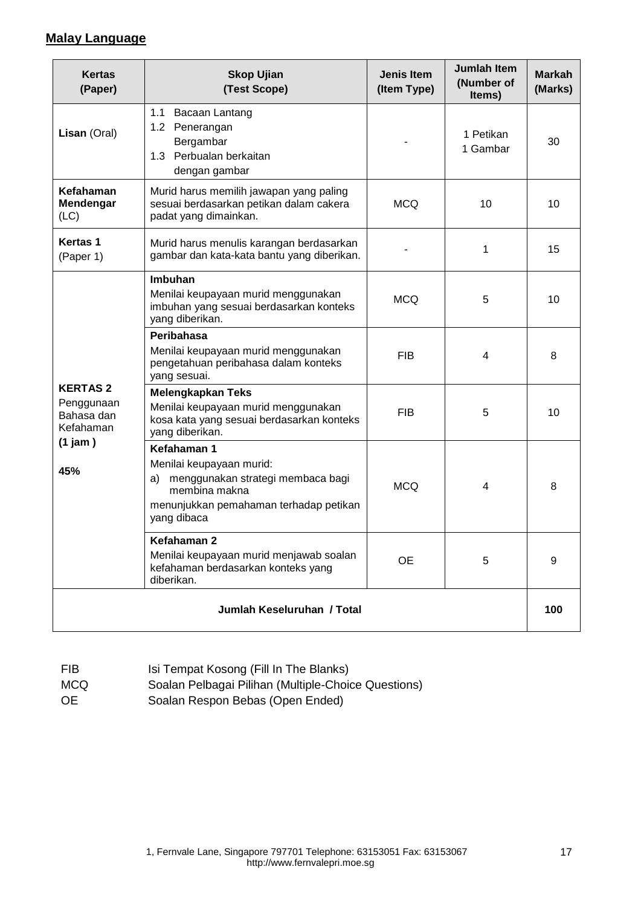**Malay Language**

| Kertas (Paper) | Skop Ujian (Test Scope) | Jenis Item (Item Type) | Jumlah Item (Number of Items) | Markah (Marks) |
|---|---|---|---|---|
| **Lisan** (Oral) | 1.1 Bacaan Lantang<br>1.2 Penerangan Bergambar<br>1.3 Perbualan berkaitan dengan gambar | - | 1 Petikan<br>1 Gambar | 30 |
| **Kefahaman Mendengar** (LC) | Murid harus memilih jawapan yang paling sesuai berdasarkan petikan dalam cakera padat yang dimainkan. | MCQ | 10 | 10 |
| **Kertas 1** (Paper 1) | Murid harus menulis karangan berdasarkan gambar dan kata-kata bantu yang diberikan. | - | 1 | 15 |
| **KERTAS 2** Penggunaan Bahasa dan Kefahaman **(1 jam)** **45%** | **Imbuhan**<br>Menilai keupayaan murid menggunakan imbuhan yang sesuai berdasarkan konteks yang diberikan. | MCQ | 5 | 10 |
| | **Peribahasa**<br>Menilai keupayaan murid menggunakan pengetahuan peribahasa dalam konteks yang sesuai. | FIB | 4 | 8 |
| | **Melengkapkan Teks**<br>Menilai keupayaan murid menggunakan kosa kata yang sesuai berdasarkan konteks yang diberikan. | FIB | 5 | 10 |
| | **Kefahaman 1**<br>Menilai keupayaan murid:<br>a) menggunakan strategi membaca bagi membina makna<br>menunjukkan pemahaman terhadap petikan yang dibaca | MCQ | 4 | 8 |
| | **Kefahaman 2**<br>Menilai keupayaan murid menjawab soalan kefahaman berdasarkan konteks yang diberikan. | OE | 5 | 9 |
| **Jumlah Keseluruhan / Total** | | | | **100** |

FIB — Isi Tempat Kosong (Fill In The Blanks)
MCQ — Soalan Pelbagai Pilihan (Multiple-Choice Questions)
OE — Soalan Respon Bebas (Open Ended)

1, Fernvale Lane, Singapore 797701 Telephone: 63153051 Fax: 63153067
http://www.fernvalepri.moe.sg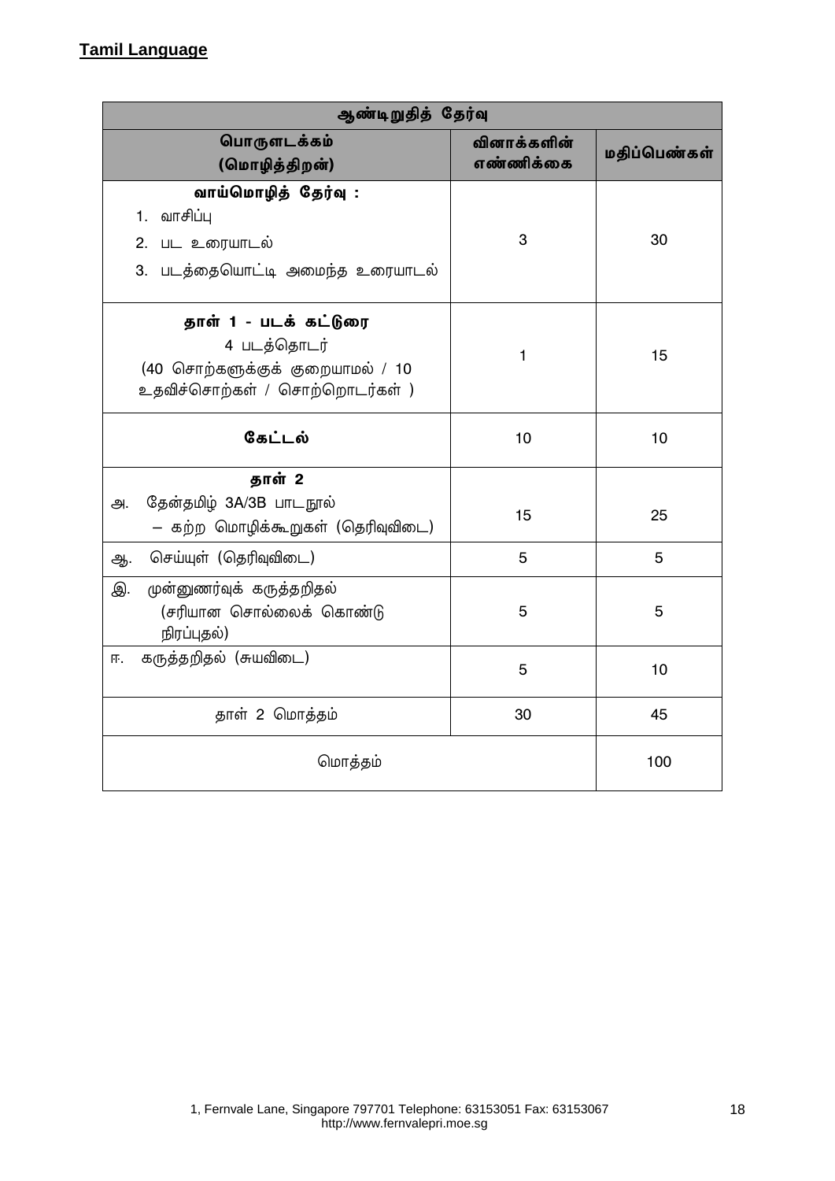**Tamil Language**

| ஆண்டிறுதித் தேர்வு | | |
|---|---|---|
| **பொருளடக்கம் (மொழித்திறன்)** | **வினாக்களின் எண்ணிக்கை** | **மதிப்பெண்கள்** |
| **வாய்மொழித் தேர்வு :**<br>1. வாசிப்பு<br>2. பட உரையாடல்<br>3. படத்தையொட்டி அமைந்த உரையாடல் | 3 | 30 |
| **தாள் 1 - படக் கட்டுரை**<br>4 படத்தொடர்<br>(40 சொற்களுக்குக் குறையாமல் / 10 உதவிச்சொற்கள் / சொற்றொடர்கள் ) | 1 | 15 |
| **கேட்டல்** | 10 | 10 |
| **தாள் 2**<br>அ. தேன்தமிழ் 3A/3B பாடநூல் – கற்ற மொழிக்கூறுகள் (தெரிவுவிடை) | 15 | 25 |
| ஆ. செய்யுள் (தெரிவுவிடை) | 5 | 5 |
| இ. முன்னுணர்வுக் கருத்தறிதல் (சரியான சொல்லைக் கொண்டு நிரப்புதல்) | 5 | 5 |
| ஈ. கருத்தறிதல் (சுயவிடை) | 5 | 10 |
| தாள் 2 மொத்தம் | 30 | 45 |
| மொத்தம் | | 100 |

1, Fernvale Lane, Singapore 797701 Telephone: 63153051 Fax: 63153067
http://www.fernvalepri.moe.sg